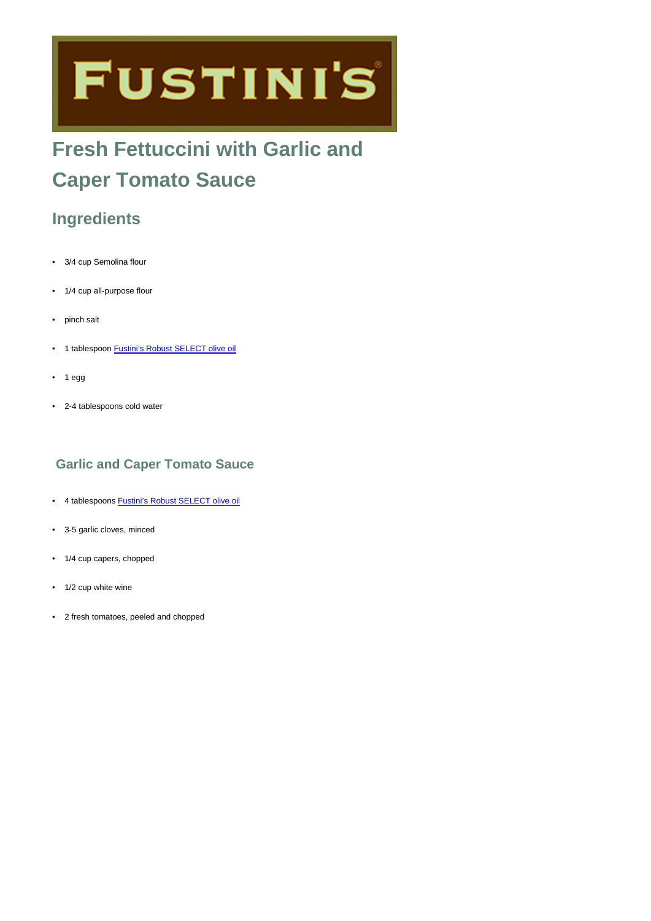FUSTINI'S

# Fresh Fettuccini with Garlic and Caper Tomato Sauce

## Ingredients

- 3/4 cup Semolina flour
- 1/4 cup all-purpose flour
- pinch salt
- 1 tablespoon Fustini's Robust SELECT olive oil
- 1 egg
- 2-4 tablespoons cold water

### Garlic and Caper Tomato Sauce

- 4 tablespoons Fustini's Robust SELECT olive oil
- 3-5 garlic cloves, minced
- 1/4 cup capers, chopped
- 1/2 cup white wine
- 2 fresh tomatoes, peeled and chopped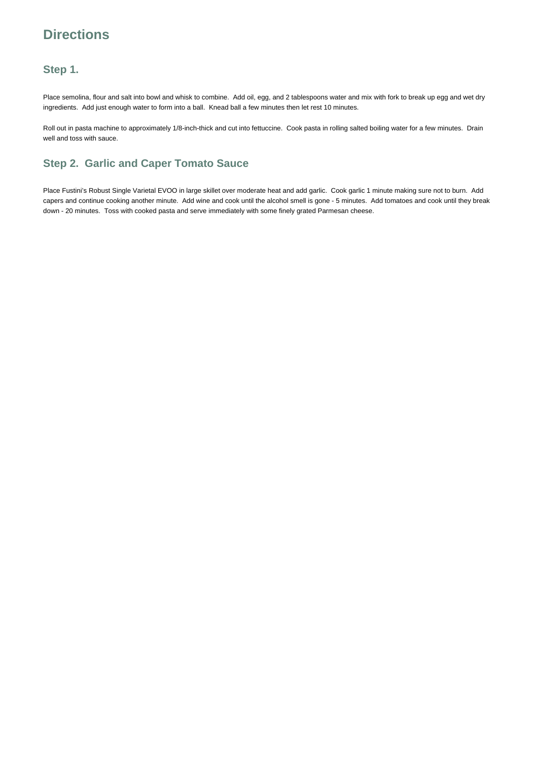# Directions

## Step 1.

Place semolina, flour and salt into bowl and whisk to combine. Add oil, egg, and 2 tablespoons water and mix with fork to break up egg and wet dry ingredients. Add just enough water to form into a ball. Knead ball a few minutes then let rest 10 minutes.

Roll out in pasta machine to approximately 1/8-inch-thick and cut into fettuccine. Cook pasta in rolling salted boiling water for a few minutes. Drain well and toss with sauce.

## Step 2. Garlic and Caper Tomato Sauce

Place Fustini's Robust Single Varietal EVOO in large skillet over moderate heat and add garlic. Cook garlic 1 minute making sure not to burn. Add capers and continue cooking another minute. Add wine and cook until the alcohol smell is gone - 5 minutes. Add tomatoes and cook until they break down - 20 minutes. Toss with cooked pasta and serve immediately with some finely grated Parmesan cheese.